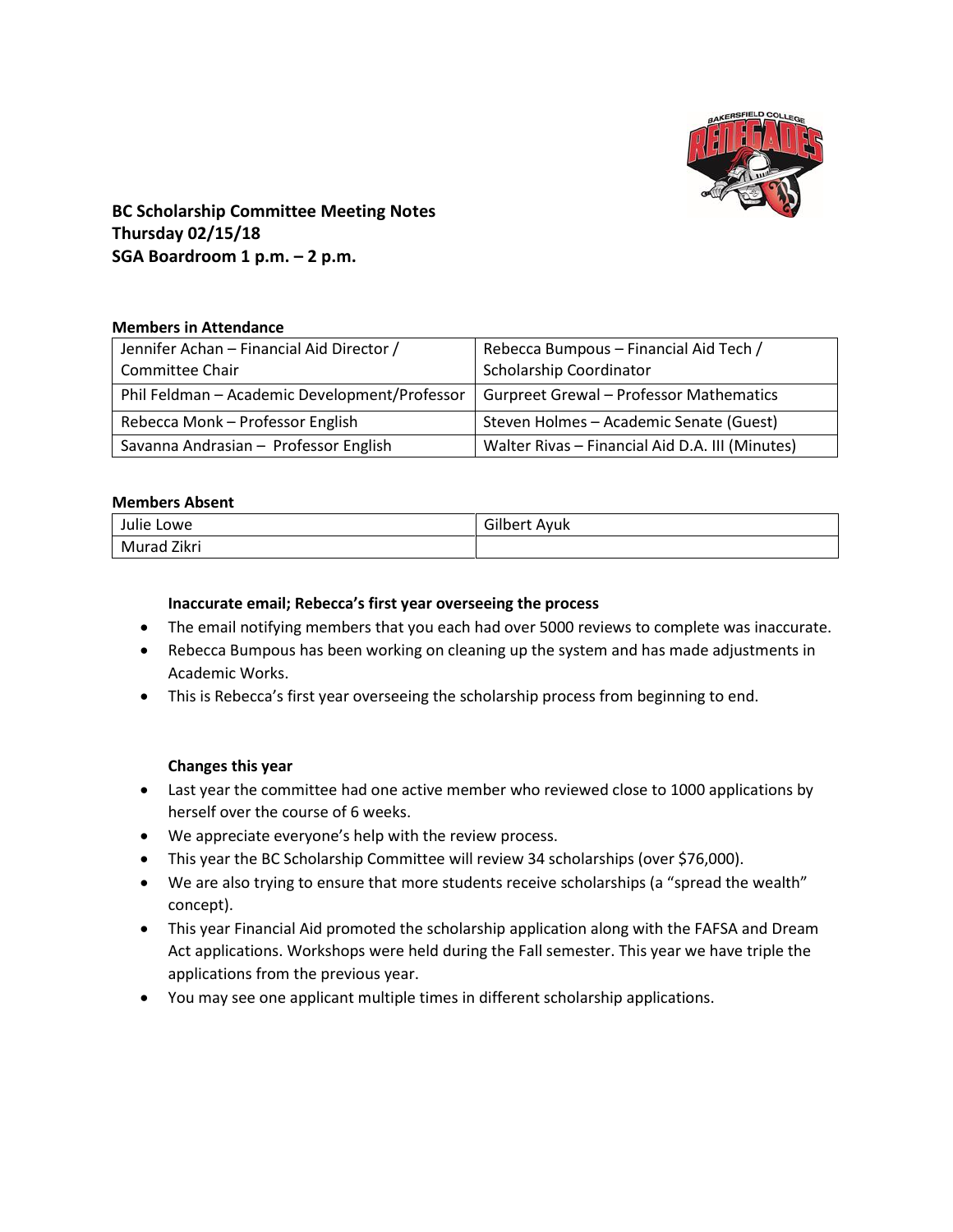**BC Scholarship Committee Meeting Notes**
**Thursday 02/15/18**
**SGA Boardroom 1 p.m. – 2 p.m.**

**Members in Attendance**

| | |
|---|---|
| Jennifer Achan – Financial Aid Director / Committee Chair | Rebecca Bumpous – Financial Aid Tech / Scholarship Coordinator |
| Phil Feldman – Academic Development/Professor | Gurpreet Grewal – Professor Mathematics |
| Rebecca Monk – Professor English | Steven Holmes – Academic Senate (Guest) |
| Savanna Andrasian – Professor English | Walter Rivas – Financial Aid D.A. III (Minutes) |

**Members Absent**

| | |
|---|---|
| Julie Lowe | Gilbert Ayuk |
| Murad Zikri | |

**Inaccurate email; Rebecca's first year overseeing the process**

- The email notifying members that you each had over 5000 reviews to complete was inaccurate.
- Rebecca Bumpous has been working on cleaning up the system and has made adjustments in Academic Works.
- This is Rebecca's first year overseeing the scholarship process from beginning to end.

**Changes this year**

- Last year the committee had one active member who reviewed close to 1000 applications by herself over the course of 6 weeks.
- We appreciate everyone's help with the review process.
- This year the BC Scholarship Committee will review 34 scholarships (over $76,000).
- We are also trying to ensure that more students receive scholarships (a "spread the wealth" concept).
- This year Financial Aid promoted the scholarship application along with the FAFSA and Dream Act applications. Workshops were held during the Fall semester. This year we have triple the applications from the previous year.
- You may see one applicant multiple times in different scholarship applications.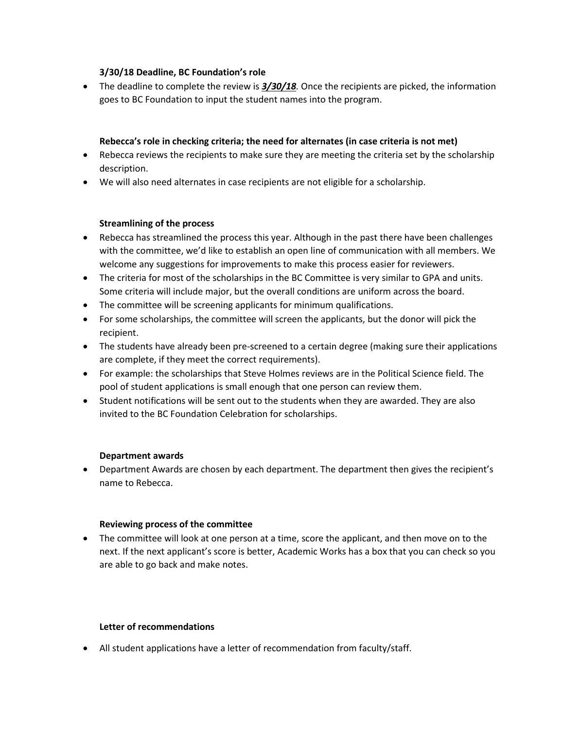**3/30/18 Deadline, BC Foundation's role**

- The deadline to complete the review is ***3/30/18***. Once the recipients are picked, the information goes to BC Foundation to input the student names into the program.

**Rebecca's role in checking criteria; the need for alternates (in case criteria is not met)**

- Rebecca reviews the recipients to make sure they are meeting the criteria set by the scholarship description.
- We will also need alternates in case recipients are not eligible for a scholarship.

**Streamlining of the process**

- Rebecca has streamlined the process this year. Although in the past there have been challenges with the committee, we'd like to establish an open line of communication with all members. We welcome any suggestions for improvements to make this process easier for reviewers.
- The criteria for most of the scholarships in the BC Committee is very similar to GPA and units. Some criteria will include major, but the overall conditions are uniform across the board.
- The committee will be screening applicants for minimum qualifications.
- For some scholarships, the committee will screen the applicants, but the donor will pick the recipient.
- The students have already been pre-screened to a certain degree (making sure their applications are complete, if they meet the correct requirements).
- For example: the scholarships that Steve Holmes reviews are in the Political Science field. The pool of student applications is small enough that one person can review them.
- Student notifications will be sent out to the students when they are awarded. They are also invited to the BC Foundation Celebration for scholarships.

**Department awards**

- Department Awards are chosen by each department. The department then gives the recipient's name to Rebecca.

**Reviewing process of the committee**

- The committee will look at one person at a time, score the applicant, and then move on to the next. If the next applicant's score is better, Academic Works has a box that you can check so you are able to go back and make notes.

**Letter of recommendations**

- All student applications have a letter of recommendation from faculty/staff.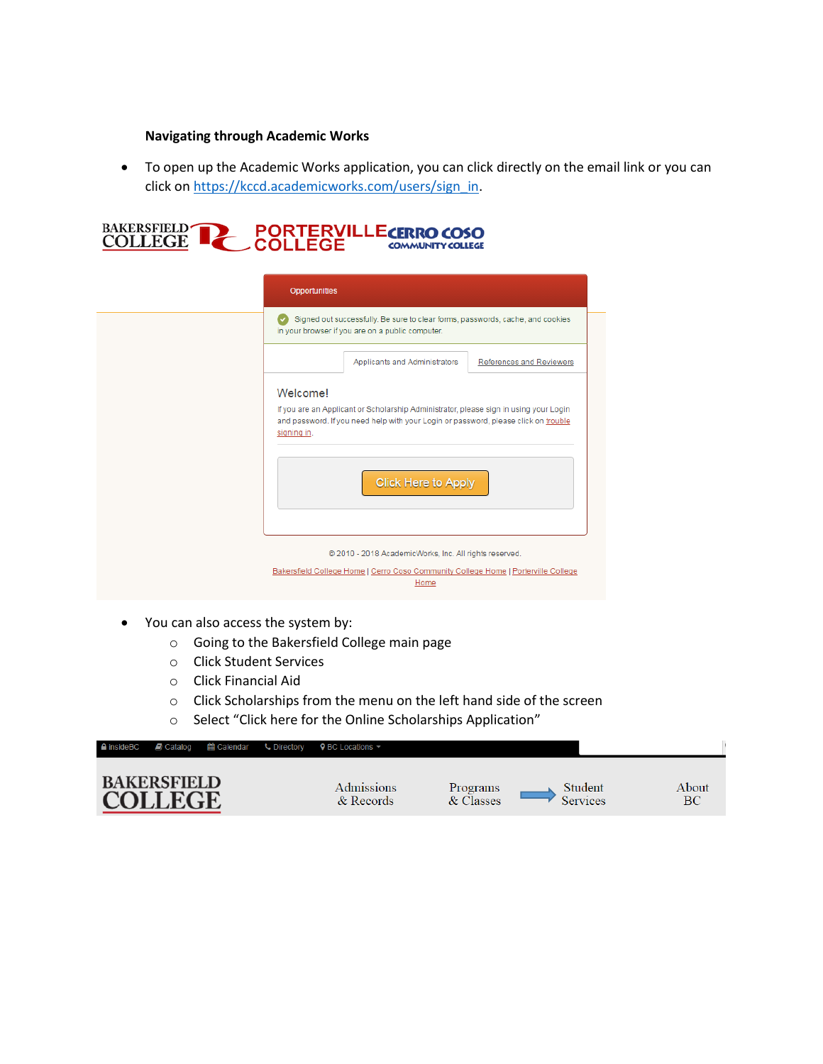**Navigating through Academic Works**

- To open up the Academic Works application, you can click directly on the email link or you can click on https://kccd.academicworks.com/users/sign_in.

- You can also access the system by:
  - Going to the Bakersfield College main page
  - Click Student Services
  - Click Financial Aid
  - Click Scholarships from the menu on the left hand side of the screen
  - Select "Click here for the Online Scholarships Application"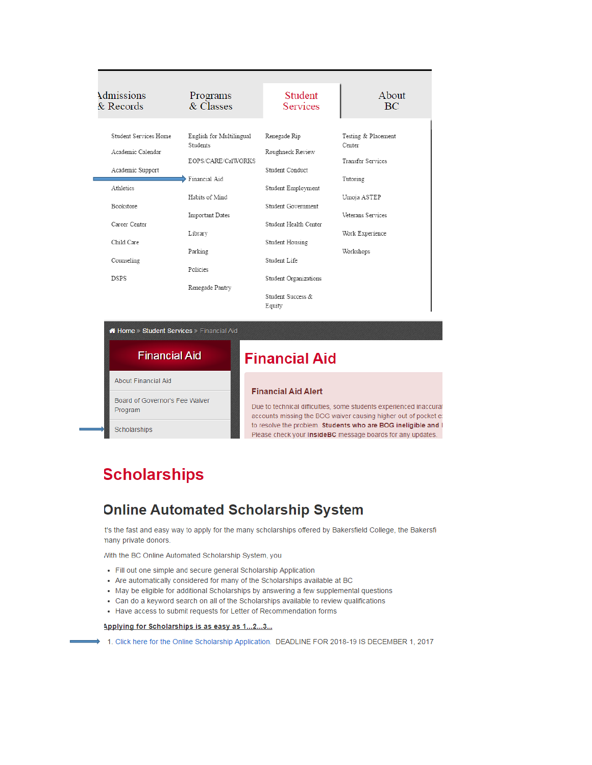Admissions & Records | Programs & Classes | Student Services | About BC

- Student Services Home
- Academic Calendar
- Academic Support
- Athletics
- Bookstore
- Career Center
- Child Care
- Counseling
- DSPS
- English for Multilingual Students
- EOPS/CARE/CalWORKS
- Financial Aid
- Habits of Mind
- Important Dates
- Library
- Parking
- Policies
- Renegade Pantry
- Renegade Rip
- Roughneck Review
- Student Conduct
- Student Employment
- Student Government
- Student Health Center
- Student Housing
- Student Life
- Student Organizations
- Student Success & Equity
- Testing & Placement Center
- Transfer Services
- Tutoring
- Umoja ASTEP
- Veterans Services
- Work Experience
- Workshops

Home » Student Services » Financial Aid

**Financial Aid**

- About Financial Aid
- Board of Governor's Fee Waiver Program
- Scholarships

# Financial Aid

### Financial Aid Alert

Due to technical difficulties, some students experienced inaccura accounts missing the BOG waiver causing higher out of pocket e to resolve the problem. **Students who are BOG ineligible and** Please check your **InsideBC** message boards for any updates.

# Scholarships

## Online Automated Scholarship System

t's the fast and easy way to apply for the many scholarships offered by Bakersfield College, the Bakersfi nany private donors.

With the BC Online Automated Scholarship System, you

- Fill out one simple and secure general Scholarship Application
- Are automatically considered for many of the Scholarships available at BC
- May be eligible for additional Scholarships by answering a few supplemental questions
- Can do a keyword search on all of the Scholarships available to review qualifications
- Have access to submit requests for Letter of Recommendation forms

**Applying for Scholarships is as easy as 1...2...3...**

1. Click here for the Online Scholarship Application. DEADLINE FOR 2018-19 IS DECEMBER 1, 2017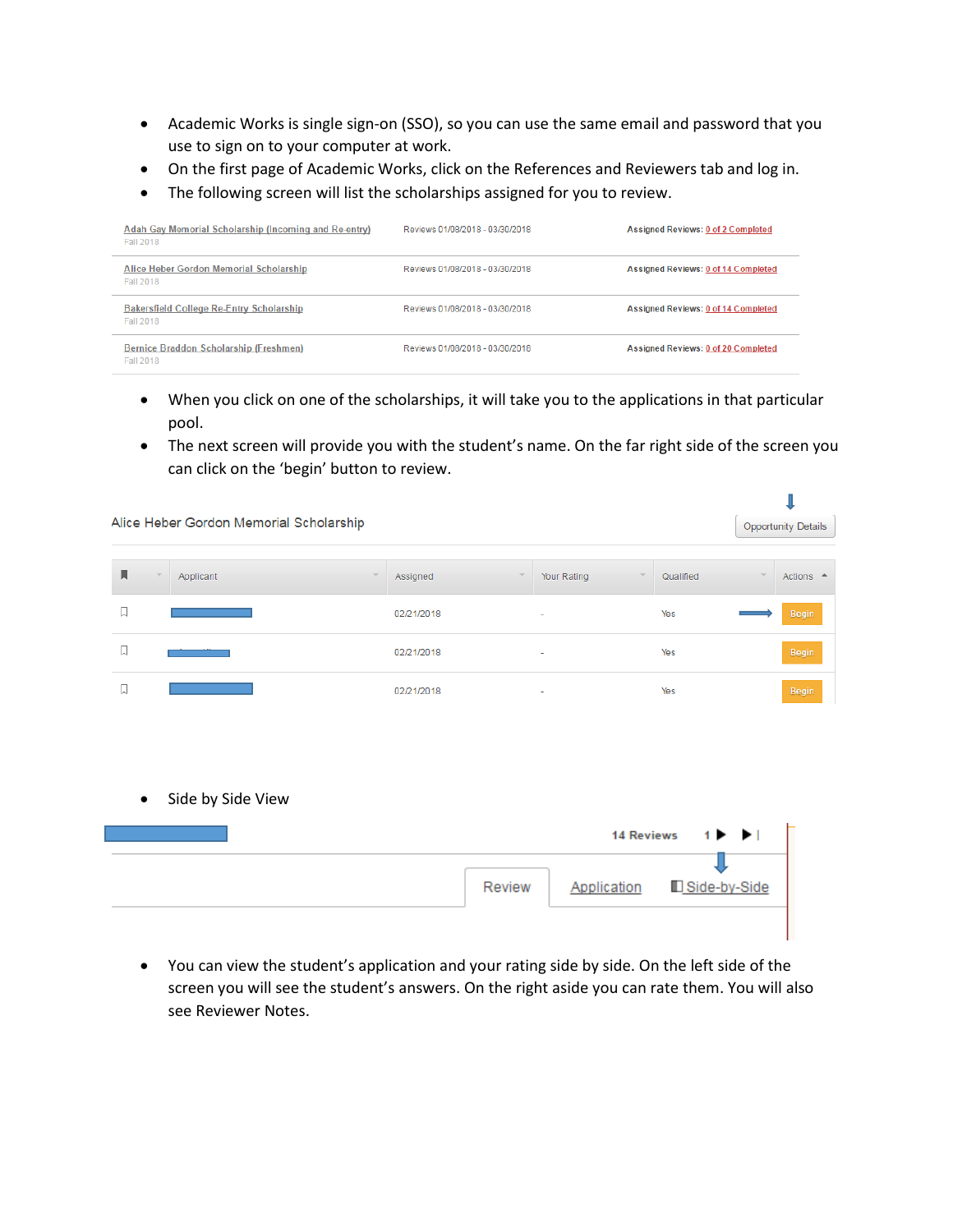- Academic Works is single sign-on (SSO), so you can use the same email and password that you use to sign on to your computer at work.
- On the first page of Academic Works, click on the References and Reviewers tab and log in.
- The following screen will list the scholarships assigned for you to review.

| | | |
|---|---|---|
| Adah Gay Memorial Scholarship (Incoming and Re-entry) Fall 2018 | Reviews 01/08/2018 - 03/30/2018 | Assigned Reviews: 0 of 2 Completed |
| Alice Heber Gordon Memorial Scholarship Fall 2018 | Reviews 01/08/2018 - 03/30/2018 | Assigned Reviews: 0 of 14 Completed |
| Bakersfield College Re-Entry Scholarship Fall 2018 | Reviews 01/08/2018 - 03/30/2018 | Assigned Reviews: 0 of 14 Completed |
| Bernice Braddon Scholarship (Freshmen) Fall 2018 | Reviews 01/08/2018 - 03/30/2018 | Assigned Reviews: 0 of 20 Completed |

- When you click on one of the scholarships, it will take you to the applications in that particular pool.
- The next screen will provide you with the student's name. On the far right side of the screen you can click on the 'begin' button to review.

Alice Heber Gordon Memorial Scholarship — Opportunity Details

| | Applicant | Assigned | Your Rating | Qualified | Actions |
|---|---|---|---|---|---|
| | | 02/21/2018 | - | Yes | Begin |
| | | 02/21/2018 | - | Yes | Begin |
| | | 02/21/2018 | - | Yes | Begin |

- Side by Side View

14 Reviews 1

Review | Application | Side-by-Side

- You can view the student's application and your rating side by side. On the left side of the screen you will see the student's answers. On the right aside you can rate them. You will also see Reviewer Notes.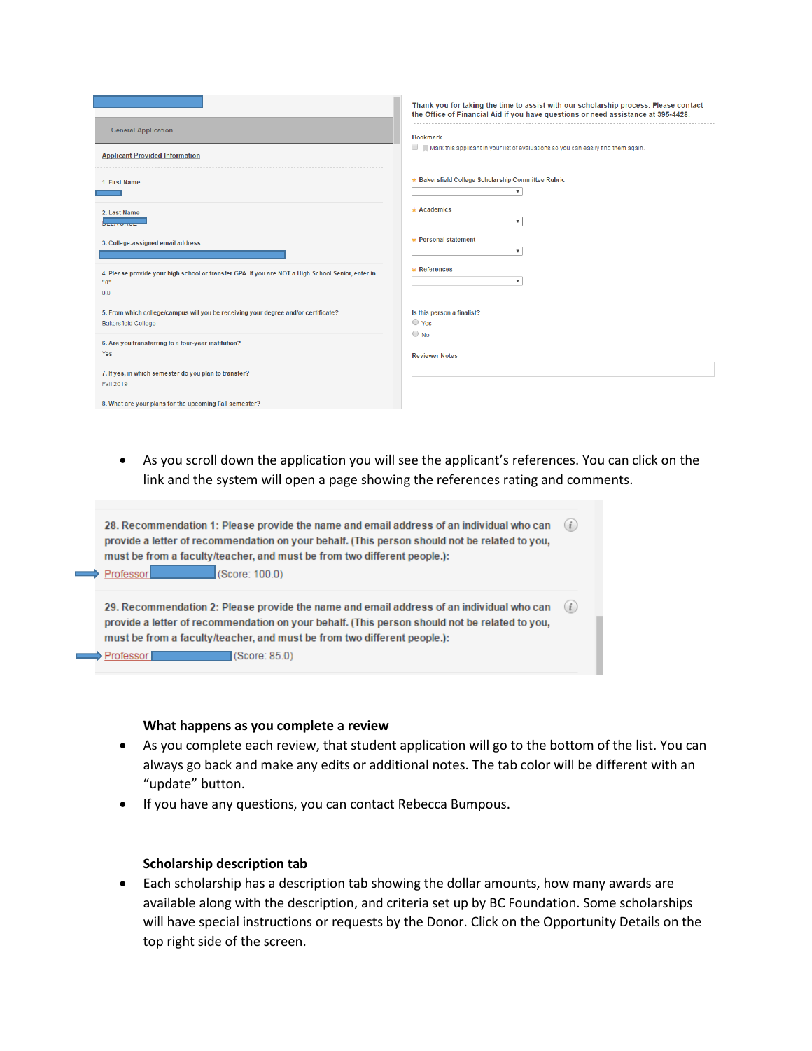General Application

Applicant Provided Information

1. First Name

2. Last Name

3. College-assigned email address

4. Please provide your high school or transfer GPA. If you are NOT a High School Senior, enter in "0"
0.0

5. From which college/campus will you be receiving your degree and/or certificate?
Bakersfield College

6. Are you transferring to a four-year institution?
Yes

7. If yes, in which semester do you plan to transfer?
Fall 2019

8. What are your plans for the upcoming Fall semester?

Thank you for taking the time to assist with our scholarship process. Please contact the Office of Financial Aid if you have questions or need assistance at 395-4428.

Bookmark
Mark this applicant in your list of evaluations so you can easily find them again.

★ Bakersfield College Scholarship Committee Rubric

★ Academics

★ Personal statement

★ References

Is this person a finalist?
Yes
No

Reviewer Notes

- As you scroll down the application you will see the applicant's references. You can click on the link and the system will open a page showing the references rating and comments.

28. Recommendation 1: Please provide the name and email address of an individual who can provide a letter of recommendation on your behalf. (This person should not be related to you, must be from a faculty/teacher, and must be from two different people.):
Professor (Score: 100.0)

29. Recommendation 2: Please provide the name and email address of an individual who can provide a letter of recommendation on your behalf. (This person should not be related to you, must be from a faculty/teacher, and must be from two different people.):
Professor (Score: 85.0)

**What happens as you complete a review**

- As you complete each review, that student application will go to the bottom of the list. You can always go back and make any edits or additional notes. The tab color will be different with an "update" button.
- If you have any questions, you can contact Rebecca Bumpous.

**Scholarship description tab**

- Each scholarship has a description tab showing the dollar amounts, how many awards are available along with the description, and criteria set up by BC Foundation. Some scholarships will have special instructions or requests by the Donor. Click on the Opportunity Details on the top right side of the screen.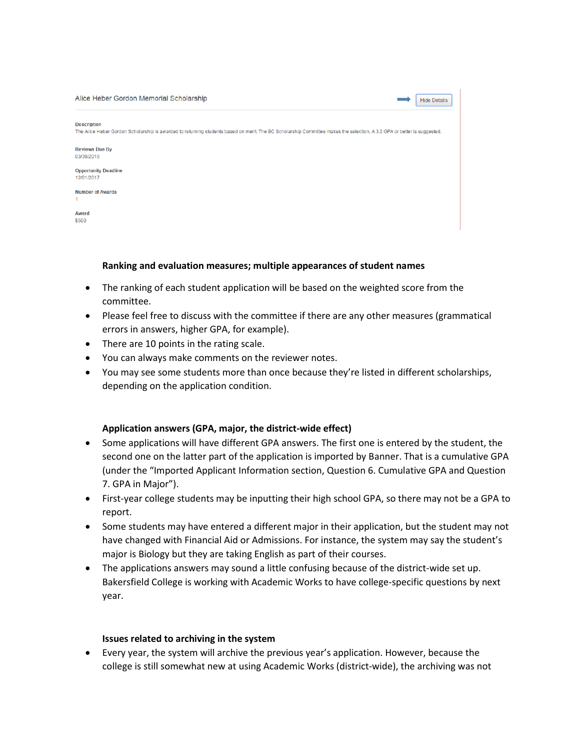Alice Heber Gordon Memorial Scholarship

Hide Details

**Description**
The Alice Heber Gordon Scholarship is awarded to returning students based on merit. The BC Scholarship Committee makes the selection. A 3.0 GPA or better is suggested.

**Reviews Due By**
03/30/2018

**Opportunity Deadline**
12/01/2017

**Number of Awards**
1

**Award**
$500

**Ranking and evaluation measures; multiple appearances of student names**

- The ranking of each student application will be based on the weighted score from the committee.
- Please feel free to discuss with the committee if there are any other measures (grammatical errors in answers, higher GPA, for example).
- There are 10 points in the rating scale.
- You can always make comments on the reviewer notes.
- You may see some students more than once because they're listed in different scholarships, depending on the application condition.

**Application answers (GPA, major, the district-wide effect)**

- Some applications will have different GPA answers. The first one is entered by the student, the second one on the latter part of the application is imported by Banner. That is a cumulative GPA (under the "Imported Applicant Information section, Question 6. Cumulative GPA and Question 7. GPA in Major").
- First-year college students may be inputting their high school GPA, so there may not be a GPA to report.
- Some students may have entered a different major in their application, but the student may not have changed with Financial Aid or Admissions. For instance, the system may say the student's major is Biology but they are taking English as part of their courses.
- The applications answers may sound a little confusing because of the district-wide set up. Bakersfield College is working with Academic Works to have college-specific questions by next year.

**Issues related to archiving in the system**

- Every year, the system will archive the previous year's application. However, because the college is still somewhat new at using Academic Works (district-wide), the archiving was not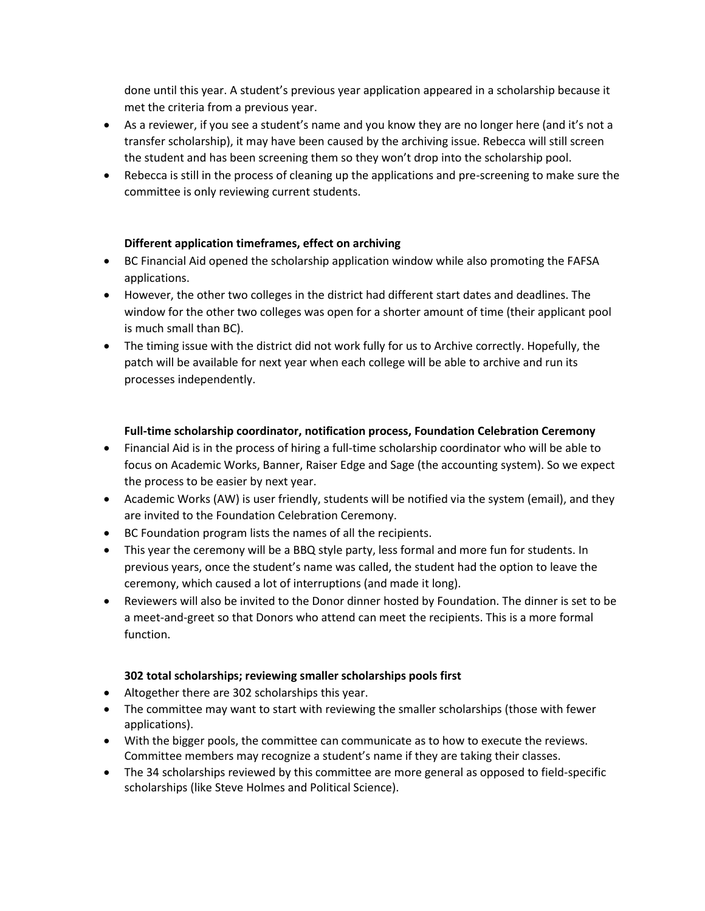done until this year. A student's previous year application appeared in a scholarship because it met the criteria from a previous year.

- As a reviewer, if you see a student's name and you know they are no longer here (and it's not a transfer scholarship), it may have been caused by the archiving issue. Rebecca will still screen the student and has been screening them so they won't drop into the scholarship pool.
- Rebecca is still in the process of cleaning up the applications and pre-screening to make sure the committee is only reviewing current students.

**Different application timeframes, effect on archiving**

- BC Financial Aid opened the scholarship application window while also promoting the FAFSA applications.
- However, the other two colleges in the district had different start dates and deadlines. The window for the other two colleges was open for a shorter amount of time (their applicant pool is much small than BC).
- The timing issue with the district did not work fully for us to Archive correctly. Hopefully, the patch will be available for next year when each college will be able to archive and run its processes independently.

**Full-time scholarship coordinator, notification process, Foundation Celebration Ceremony**

- Financial Aid is in the process of hiring a full-time scholarship coordinator who will be able to focus on Academic Works, Banner, Raiser Edge and Sage (the accounting system). So we expect the process to be easier by next year.
- Academic Works (AW) is user friendly, students will be notified via the system (email), and they are invited to the Foundation Celebration Ceremony.
- BC Foundation program lists the names of all the recipients.
- This year the ceremony will be a BBQ style party, less formal and more fun for students. In previous years, once the student's name was called, the student had the option to leave the ceremony, which caused a lot of interruptions (and made it long).
- Reviewers will also be invited to the Donor dinner hosted by Foundation. The dinner is set to be a meet-and-greet so that Donors who attend can meet the recipients. This is a more formal function.

**302 total scholarships; reviewing smaller scholarships pools first**

- Altogether there are 302 scholarships this year.
- The committee may want to start with reviewing the smaller scholarships (those with fewer applications).
- With the bigger pools, the committee can communicate as to how to execute the reviews. Committee members may recognize a student's name if they are taking their classes.
- The 34 scholarships reviewed by this committee are more general as opposed to field-specific scholarships (like Steve Holmes and Political Science).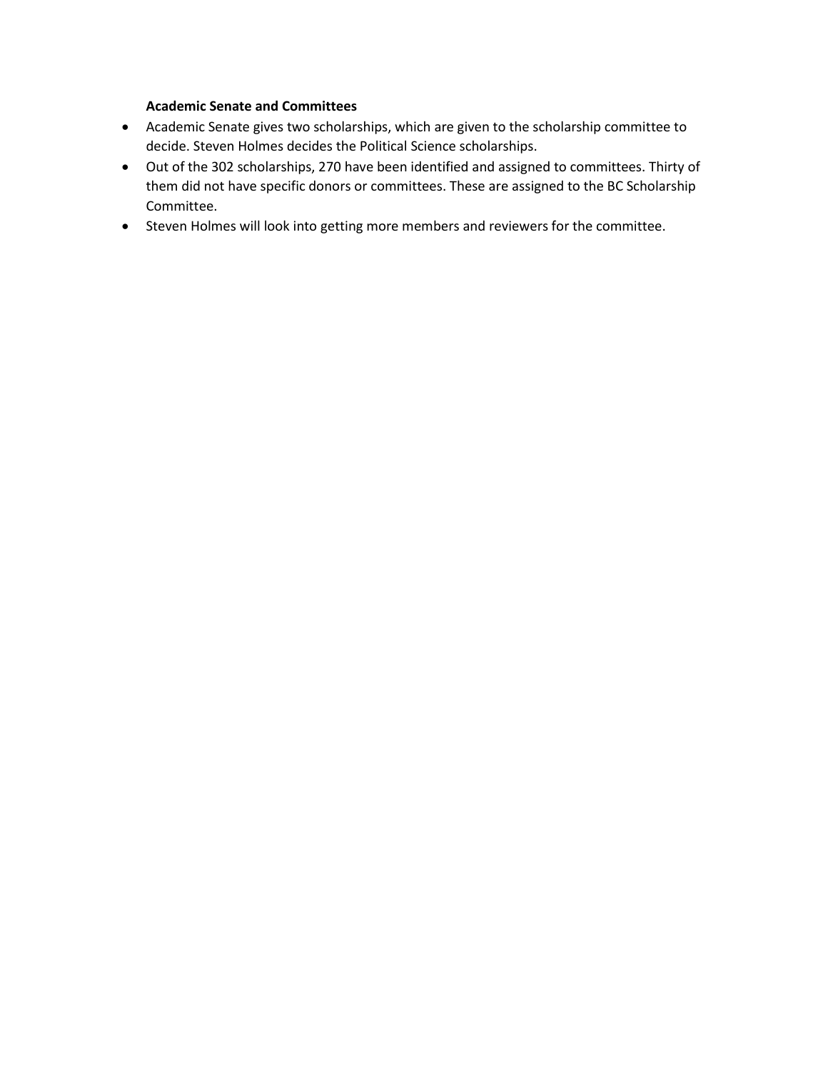**Academic Senate and Committees**

- Academic Senate gives two scholarships, which are given to the scholarship committee to decide. Steven Holmes decides the Political Science scholarships.
- Out of the 302 scholarships, 270 have been identified and assigned to committees. Thirty of them did not have specific donors or committees. These are assigned to the BC Scholarship Committee.
- Steven Holmes will look into getting more members and reviewers for the committee.